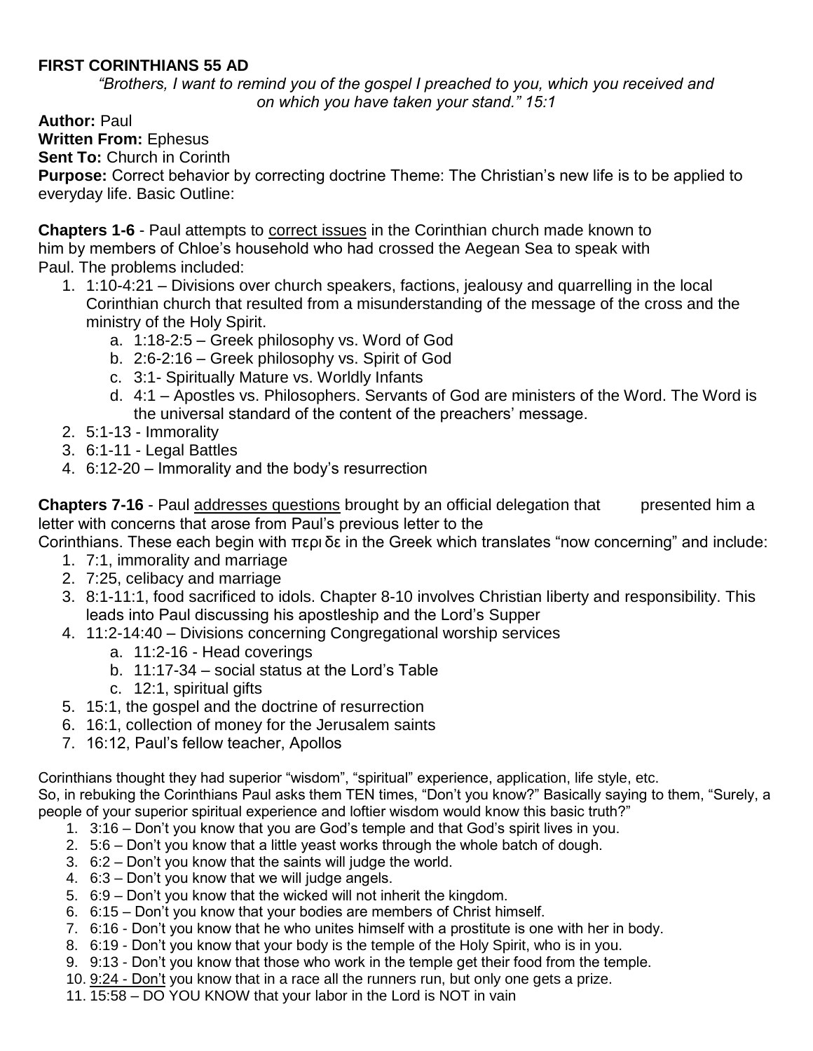**FIRST CORINTHIANS 55 AD**

*"Brothers, I want to remind you of the gospel I preached to you, which you received and on which you have taken your stand." 15:1*

**Author:** Paul
**Written From:** Ephesus
**Sent To:** Church in Corinth
**Purpose:** Correct behavior by correcting doctrine Theme: The Christian's new life is to be applied to everyday life. Basic Outline:

**Chapters 1-6** - Paul attempts to correct issues in the Corinthian church made known to him by members of Chloe's household who had crossed the Aegean Sea to speak with Paul. The problems included:

1. 1:10-4:21 – Divisions over church speakers, factions, jealousy and quarrelling in the local Corinthian church that resulted from a misunderstanding of the message of the cross and the ministry of the Holy Spirit.
   a. 1:18-2:5 – Greek philosophy vs. Word of God
   b. 2:6-2:16 – Greek philosophy vs. Spirit of God
   c. 3:1- Spiritually Mature vs. Worldly Infants
   d. 4:1 – Apostles vs. Philosophers. Servants of God are ministers of the Word. The Word is the universal standard of the content of the preachers' message.
2. 5:1-13 - Immorality
3. 6:1-11 - Legal Battles
4. 6:12-20 – Immorality and the body's resurrection

**Chapters 7-16** - Paul addresses questions brought by an official delegation that presented him a letter with concerns that arose from Paul's previous letter to the Corinthians. These each begin with περι δε in the Greek which translates "now concerning" and include:

1. 7:1, immorality and marriage
2. 7:25, celibacy and marriage
3. 8:1-11:1, food sacrificed to idols. Chapter 8-10 involves Christian liberty and responsibility. This leads into Paul discussing his apostleship and the Lord's Supper
4. 11:2-14:40 – Divisions concerning Congregational worship services
   a. 11:2-16 - Head coverings
   b. 11:17-34 – social status at the Lord's Table
   c. 12:1, spiritual gifts
5. 15:1, the gospel and the doctrine of resurrection
6. 16:1, collection of money for the Jerusalem saints
7. 16:12, Paul's fellow teacher, Apollos

Corinthians thought they had superior "wisdom", "spiritual" experience, application, life style, etc.
So, in rebuking the Corinthians Paul asks them TEN times, "Don't you know?" Basically saying to them, "Surely, a people of your superior spiritual experience and loftier wisdom would know this basic truth?"

1. 3:16 – Don't you know that you are God's temple and that God's spirit lives in you.
2. 5:6 – Don't you know that a little yeast works through the whole batch of dough.
3. 6:2 – Don't you know that the saints will judge the world.
4. 6:3 – Don't you know that we will judge angels.
5. 6:9 – Don't you know that the wicked will not inherit the kingdom.
6. 6:15 – Don't you know that your bodies are members of Christ himself.
7. 6:16 - Don't you know that he who unites himself with a prostitute is one with her in body.
8. 6:19 - Don't you know that your body is the temple of the Holy Spirit, who is in you.
9. 9:13 - Don't you know that those who work in the temple get their food from the temple.
10. 9:24 - Don't you know that in a race all the runners run, but only one gets a prize.
11. 15:58 – DO YOU KNOW that your labor in the Lord is NOT in vain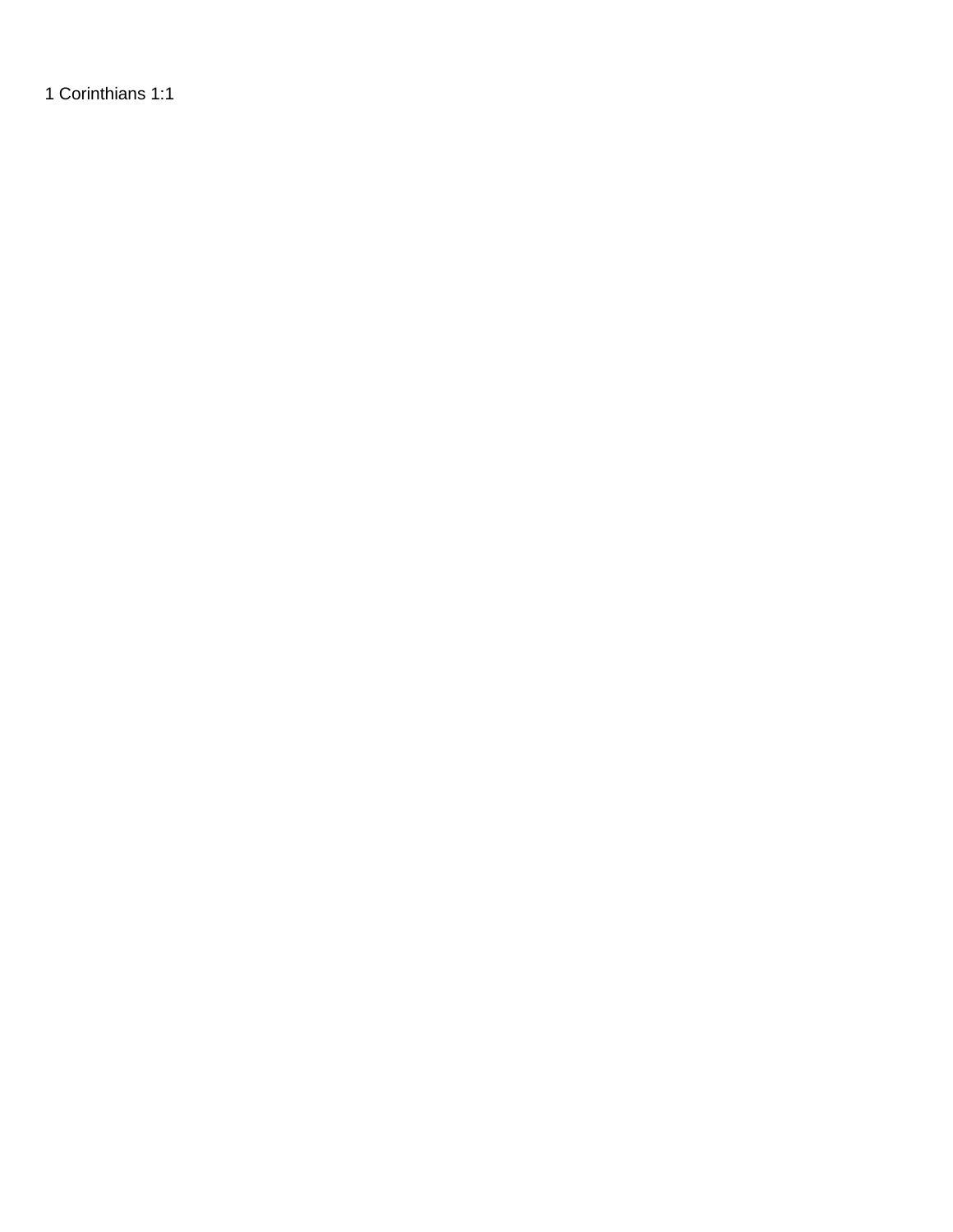1 Corinthians 1:1